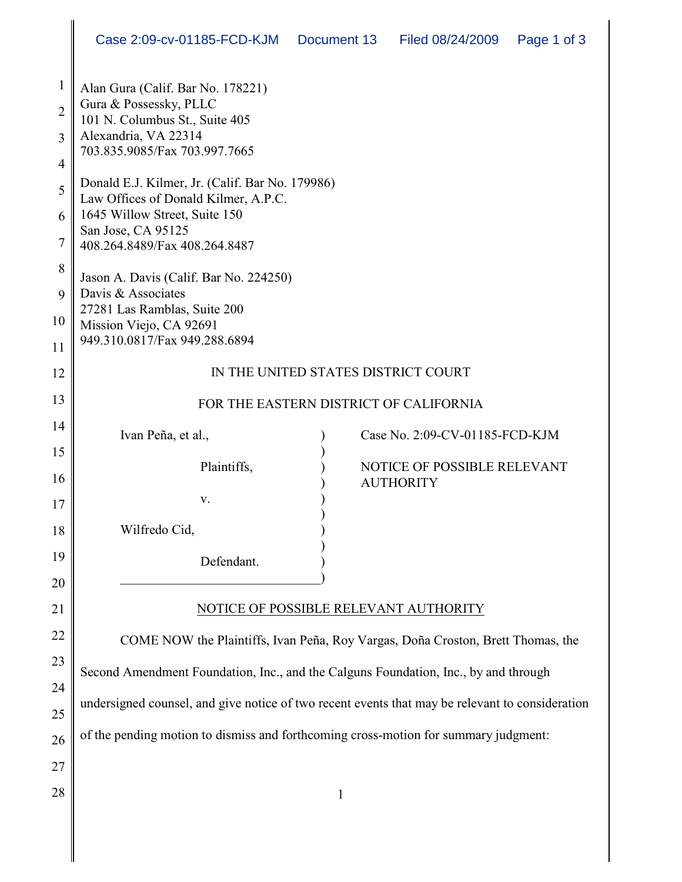Alan Gura (Calif. Bar No. 178221)
Gura & Possessky, PLLC
101 N. Columbus St., Suite 405
Alexandria, VA 22314
703.835.9085/Fax 703.997.7665

Donald E.J. Kilmer, Jr. (Calif. Bar No. 179986)
Law Offices of Donald Kilmer, A.P.C.
1645 Willow Street, Suite 150
San Jose, CA 95125
408.264.8489/Fax 408.264.8487

Jason A. Davis (Calif. Bar No. 224250)
Davis & Associates
27281 Las Ramblas, Suite 200
Mission Viejo, CA 92691
949.310.0817/Fax 949.288.6894

IN THE UNITED STATES DISTRICT COURT

FOR THE EASTERN DISTRICT OF CALIFORNIA

| | |
|---|---|
| Ivan Peña, et al.,<br><br>Plaintiffs,<br><br>v.<br><br>Wilfredo Cid,<br><br>Defendant. | Case No. 2:09-CV-01185-FCD-KJM<br><br>NOTICE OF POSSIBLE RELEVANT AUTHORITY |

<u>NOTICE OF POSSIBLE RELEVANT AUTHORITY</u>

COME NOW the Plaintiffs, Ivan Peña, Roy Vargas, Doña Croston, Brett Thomas, the Second Amendment Foundation, Inc., and the Calguns Foundation, Inc., by and through undersigned counsel, and give notice of two recent events that may be relevant to consideration of the pending motion to dismiss and forthcoming cross-motion for summary judgment: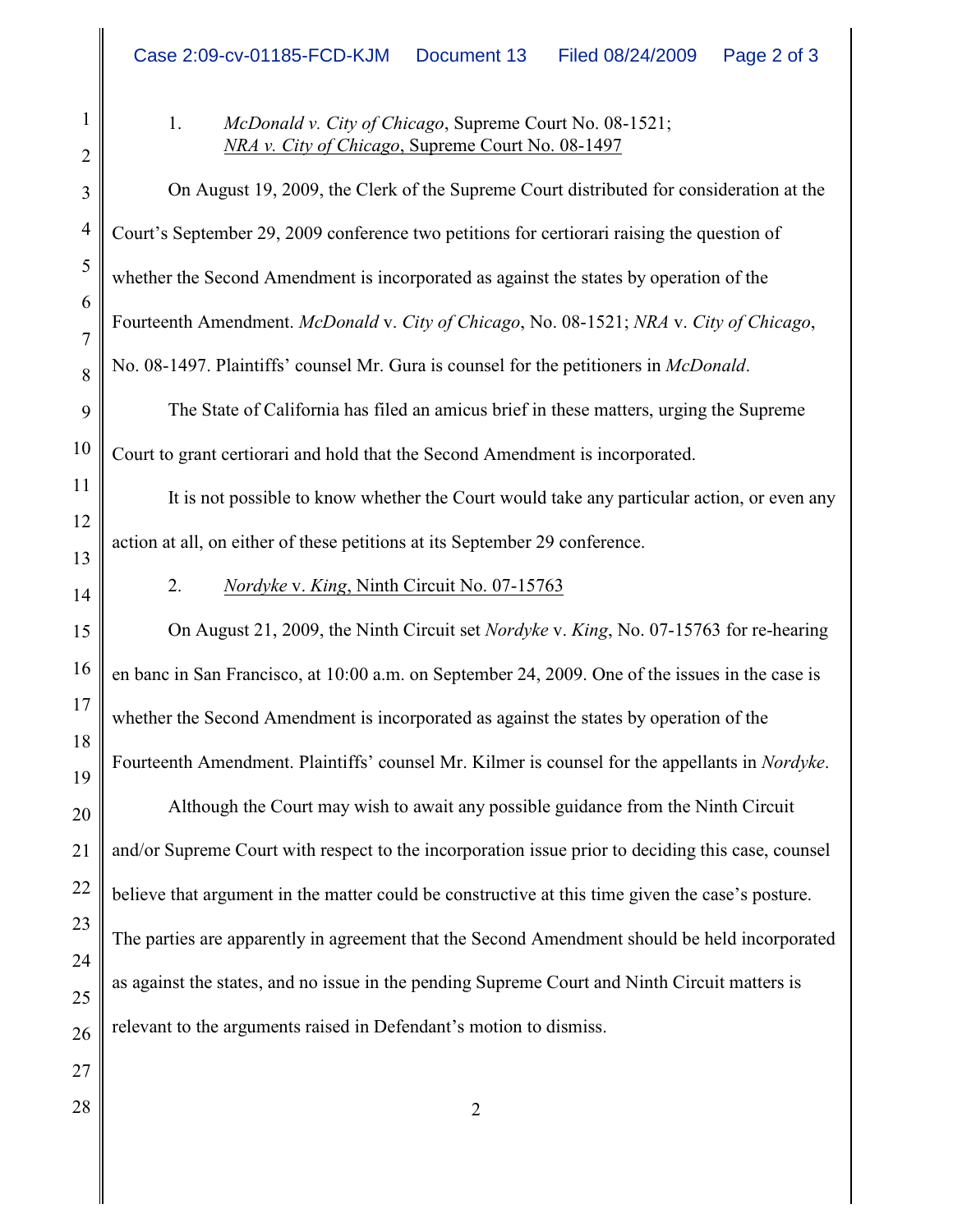1. *McDonald v. City of Chicago*, Supreme Court No. 08-1521;
   *NRA v. City of Chicago*, Supreme Court No. 08-1497

On August 19, 2009, the Clerk of the Supreme Court distributed for consideration at the Court's September 29, 2009 conference two petitions for certiorari raising the question of whether the Second Amendment is incorporated as against the states by operation of the Fourteenth Amendment. *McDonald* v. *City of Chicago*, No. 08-1521; *NRA* v. *City of Chicago*, No. 08-1497. Plaintiffs' counsel Mr. Gura is counsel for the petitioners in *McDonald*.

The State of California has filed an amicus brief in these matters, urging the Supreme Court to grant certiorari and hold that the Second Amendment is incorporated.

It is not possible to know whether the Court would take any particular action, or even any action at all, on either of these petitions at its September 29 conference.

2. *Nordyke* v. *King*, Ninth Circuit No. 07-15763

On August 21, 2009, the Ninth Circuit set *Nordyke* v. *King*, No. 07-15763 for re-hearing en banc in San Francisco, at 10:00 a.m. on September 24, 2009. One of the issues in the case is whether the Second Amendment is incorporated as against the states by operation of the Fourteenth Amendment. Plaintiffs' counsel Mr. Kilmer is counsel for the appellants in *Nordyke*.

Although the Court may wish to await any possible guidance from the Ninth Circuit and/or Supreme Court with respect to the incorporation issue prior to deciding this case, counsel believe that argument in the matter could be constructive at this time given the case's posture. The parties are apparently in agreement that the Second Amendment should be held incorporated as against the states, and no issue in the pending Supreme Court and Ninth Circuit matters is relevant to the arguments raised in Defendant's motion to dismiss.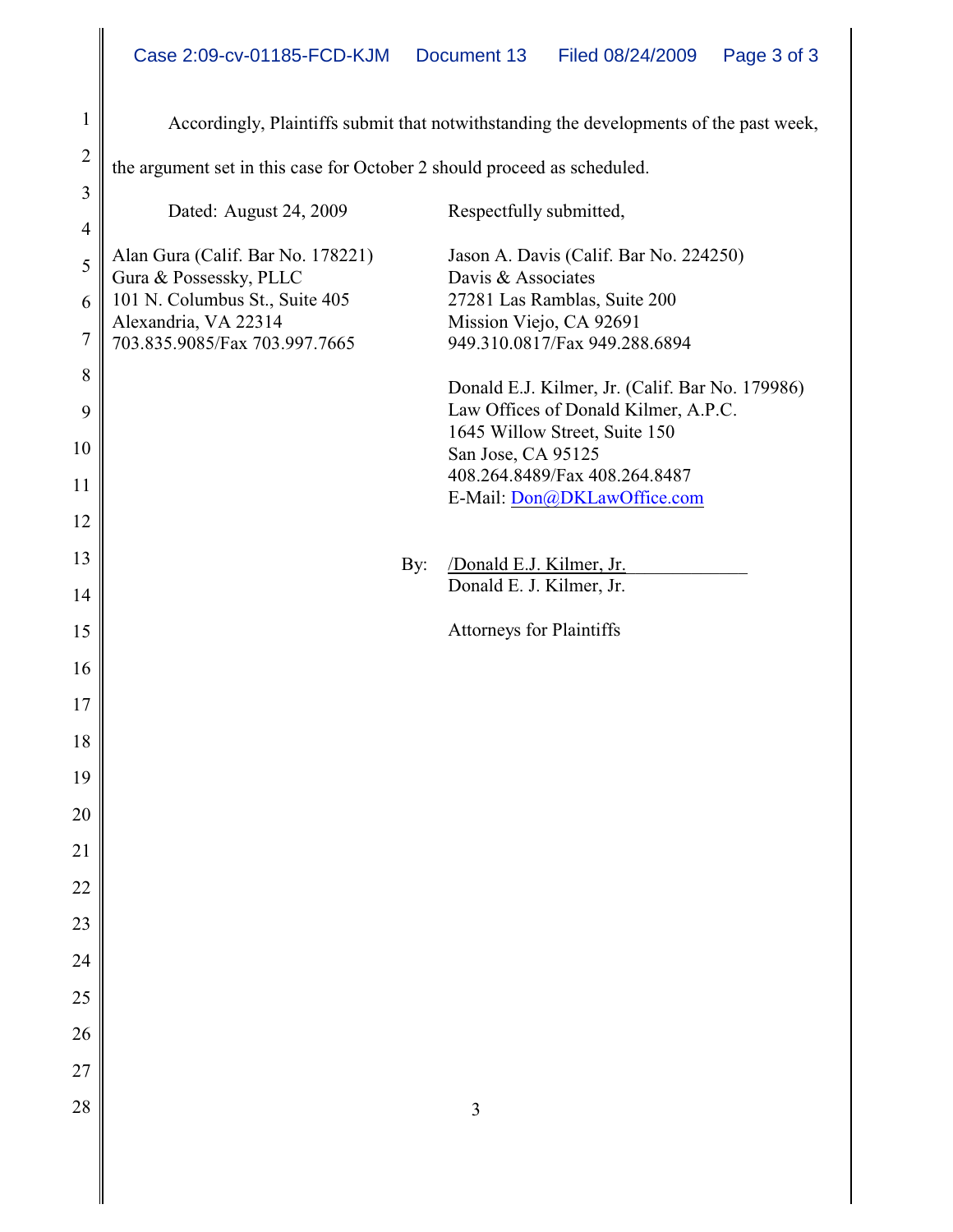Accordingly, Plaintiffs submit that notwithstanding the developments of the past week, the argument set in this case for October 2 should proceed as scheduled.

Dated: August 24, 2009

Respectfully submitted,

Alan Gura (Calif. Bar No. 178221)
Gura & Possessky, PLLC
101 N. Columbus St., Suite 405
Alexandria, VA 22314
703.835.9085/Fax 703.997.7665

Jason A. Davis (Calif. Bar No. 224250)
Davis & Associates
27281 Las Ramblas, Suite 200
Mission Viejo, CA 92691
949.310.0817/Fax 949.288.6894

Donald E.J. Kilmer, Jr. (Calif. Bar No. 179986)
Law Offices of Donald Kilmer, A.P.C.
1645 Willow Street, Suite 150
San Jose, CA 95125
408.264.8489/Fax 408.264.8487
E-Mail: Don@DKLawOffice.com

By: /Donald E.J. Kilmer, Jr.
Donald E. J. Kilmer, Jr.

Attorneys for Plaintiffs